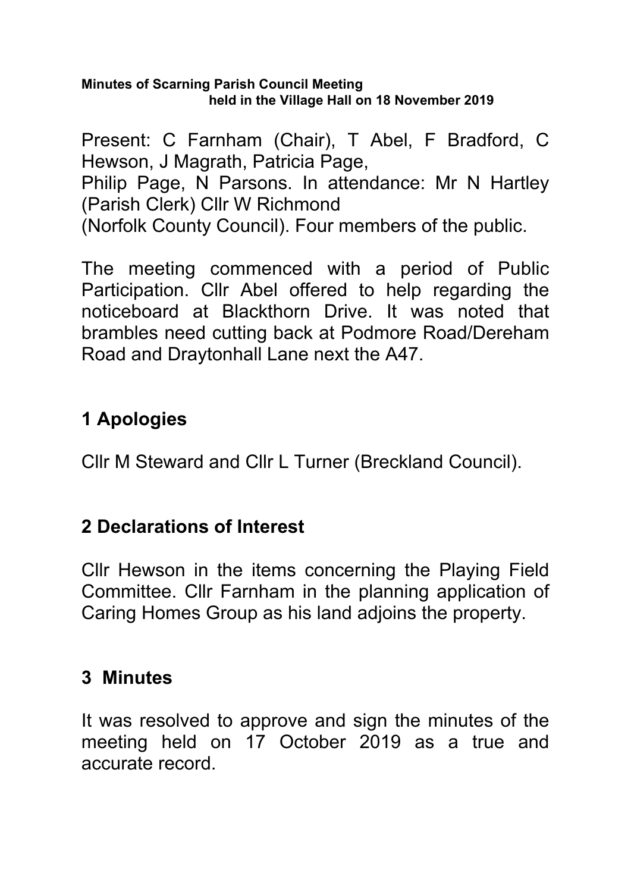**Minutes of Scarning Parish Council Meeting held in the Village Hall on 18 November 2019**

Present: C Farnham (Chair), T Abel, F Bradford, C Hewson, J Magrath, Patricia Page, Philip Page, N Parsons. In attendance: Mr N Hartley (Parish Clerk) Cllr W Richmond (Norfolk County Council). Four members of the public.

The meeting commenced with a period of Public Participation. Cllr Abel offered to help regarding the noticeboard at Blackthorn Drive. It was noted that brambles need cutting back at Podmore Road/Dereham Road and Draytonhall Lane next the A47.

## 1 Apologies

Cllr M Steward and Cllr L Turner (Breckland Council).

## 2 Declarations of Interest

Cllr Hewson in the items concerning the Playing Field Committee. Cllr Farnham in the planning application of Caring Homes Group as his land adjoins the property.

## 3 Minutes

It was resolved to approve and sign the minutes of the meeting held on 17 October 2019 as a true and accurate record.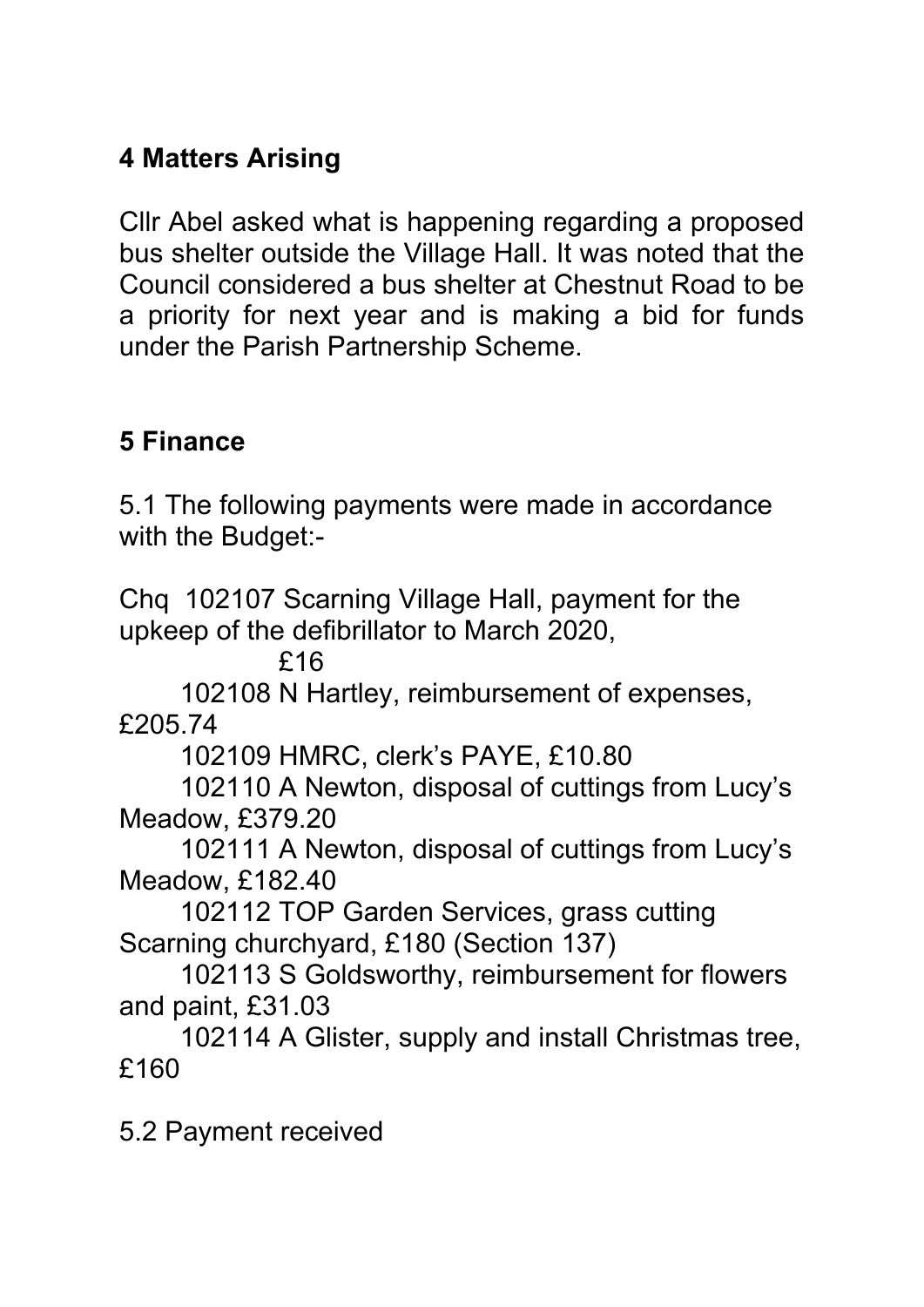## 4 Matters Arising

Cllr Abel asked what is happening regarding a proposed bus shelter outside the Village Hall. It was noted that the Council considered a bus shelter at Chestnut Road to be a priority for next year and is making a bid for funds under the Parish Partnership Scheme.

## 5 Finance

5.1 The following payments were made in accordance with the Budget:-

Chq 102107 Scarning Village Hall, payment for the upkeep of the defibrillator to March 2020, £16

102108 N Hartley, reimbursement of expenses, £205.74

102109 HMRC, clerk's PAYE, £10.80

102110 A Newton, disposal of cuttings from Lucy's Meadow, £379.20

102111 A Newton, disposal of cuttings from Lucy's Meadow, £182.40

102112 TOP Garden Services, grass cutting Scarning churchyard, £180 (Section 137)

102113 S Goldsworthy, reimbursement for flowers and paint, £31.03

102114 A Glister, supply and install Christmas tree, £160

5.2 Payment received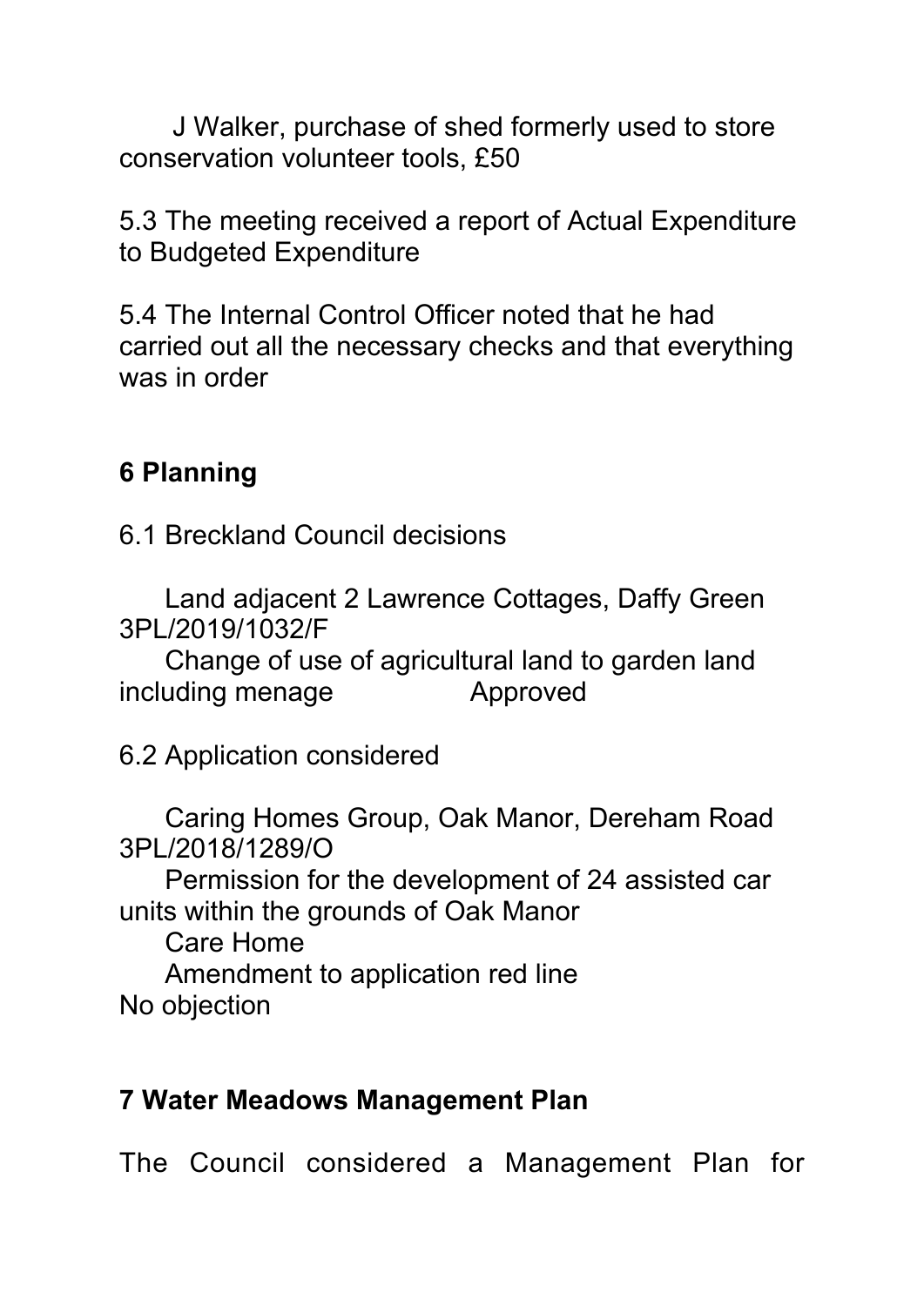J Walker, purchase of shed formerly used to store conservation volunteer tools, £50

5.3 The meeting received a report of Actual Expenditure to Budgeted Expenditure

5.4 The Internal Control Officer noted that he had carried out all the necessary checks and that everything was in order

## 6 Planning

6.1 Breckland Council decisions

Land adjacent 2 Lawrence Cottages, Daffy Green 3PL/2019/1032/F
Change of use of agricultural land to garden land including menage Approved

6.2 Application considered

Caring Homes Group, Oak Manor, Dereham Road 3PL/2018/1289/O
Permission for the development of 24 assisted car units within the grounds of Oak Manor
Care Home
Amendment to application red line
No objection

## 7 Water Meadows Management Plan

The Council considered a Management Plan for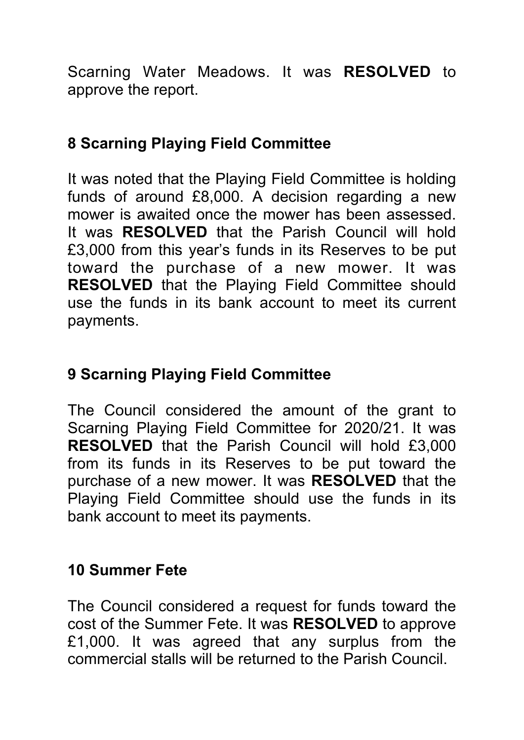Scarning Water Meadows. It was **RESOLVED** to approve the report.

## 8 Scarning Playing Field Committee

It was noted that the Playing Field Committee is holding funds of around £8,000. A decision regarding a new mower is awaited once the mower has been assessed. It was **RESOLVED** that the Parish Council will hold £3,000 from this year's funds in its Reserves to be put toward the purchase of a new mower. It was **RESOLVED** that the Playing Field Committee should use the funds in its bank account to meet its current payments.

## 9 Scarning Playing Field Committee

The Council considered the amount of the grant to Scarning Playing Field Committee for 2020/21. It was **RESOLVED** that the Parish Council will hold £3,000 from its funds in its Reserves to be put toward the purchase of a new mower. It was **RESOLVED** that the Playing Field Committee should use the funds in its bank account to meet its payments.

## 10 Summer Fete

The Council considered a request for funds toward the cost of the Summer Fete. It was **RESOLVED** to approve £1,000. It was agreed that any surplus from the commercial stalls will be returned to the Parish Council.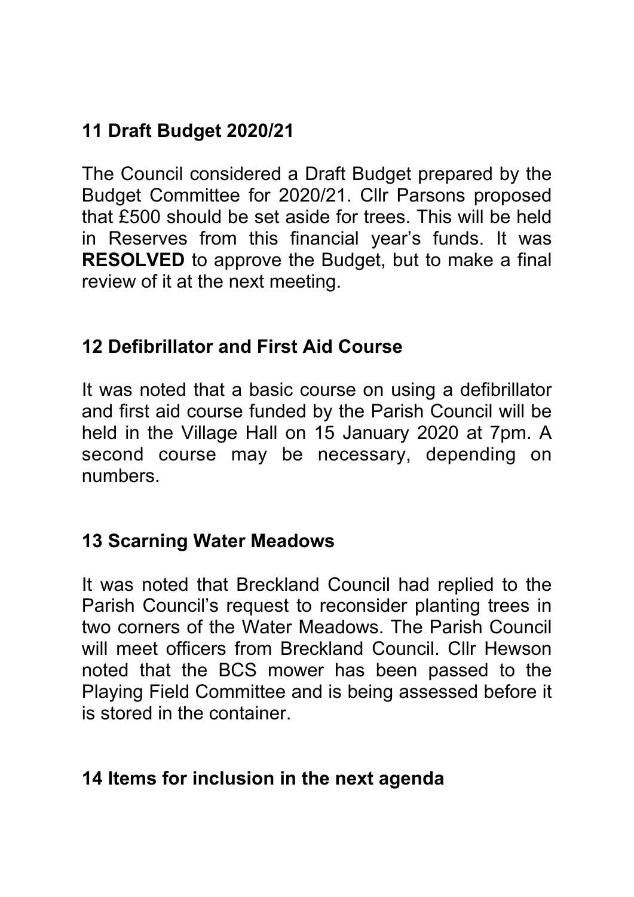## 11 Draft Budget 2020/21

The Council considered a Draft Budget prepared by the Budget Committee for 2020/21. Cllr Parsons proposed that £500 should be set aside for trees. This will be held in Reserves from this financial year's funds. It was **RESOLVED** to approve the Budget, but to make a final review of it at the next meeting.

## 12 Defibrillator and First Aid Course

It was noted that a basic course on using a defibrillator and first aid course funded by the Parish Council will be held in the Village Hall on 15 January 2020 at 7pm. A second course may be necessary, depending on numbers.

## 13 Scarning Water Meadows

It was noted that Breckland Council had replied to the Parish Council's request to reconsider planting trees in two corners of the Water Meadows. The Parish Council will meet officers from Breckland Council. Cllr Hewson noted that the BCS mower has been passed to the Playing Field Committee and is being assessed before it is stored in the container.

## 14 Items for inclusion in the next agenda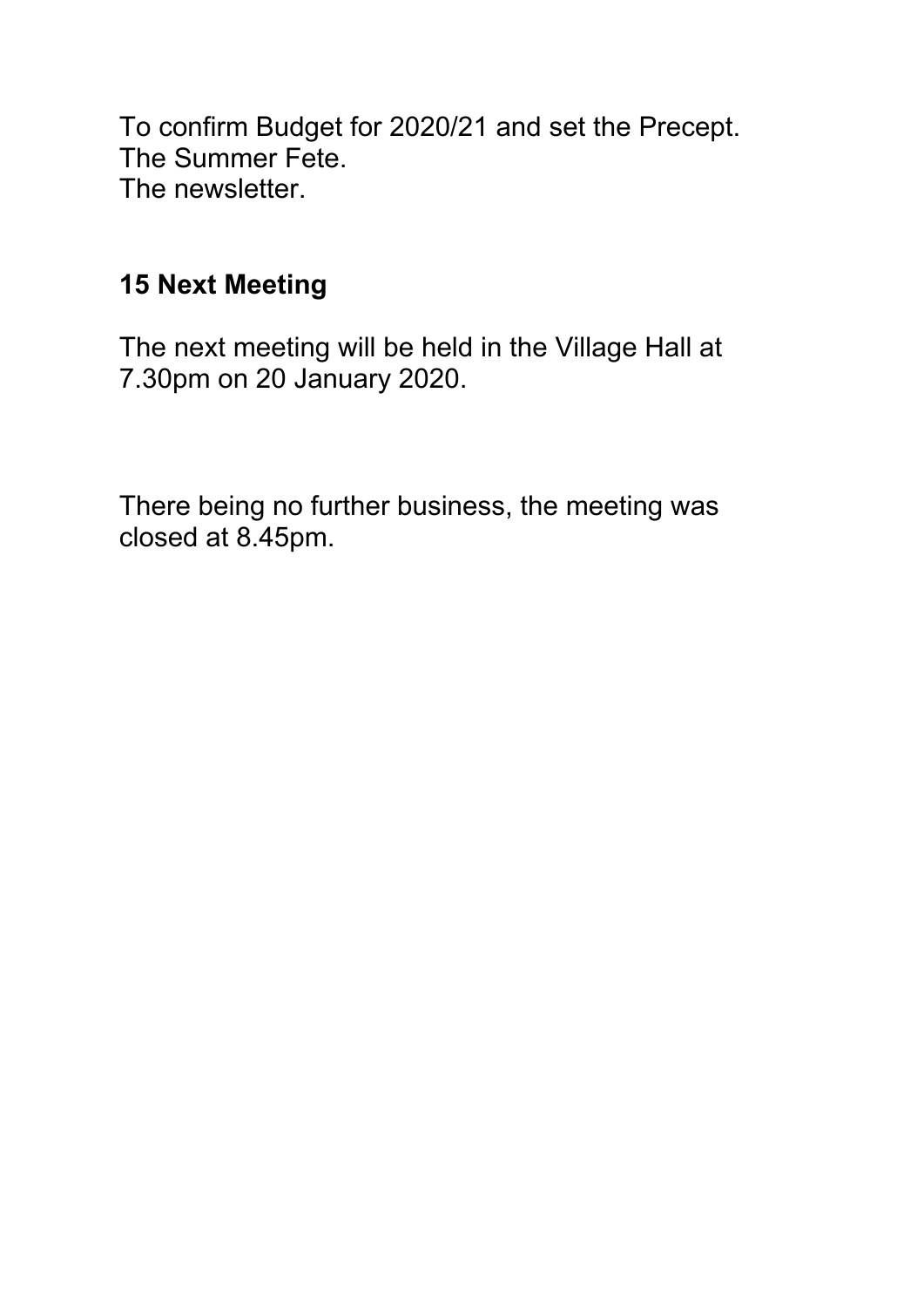To confirm Budget for 2020/21 and set the Precept.
The Summer Fete.
The newsletter.

**15 Next Meeting**

The next meeting will be held in the Village Hall at 7.30pm on 20 January 2020.

There being no further business, the meeting was closed at 8.45pm.